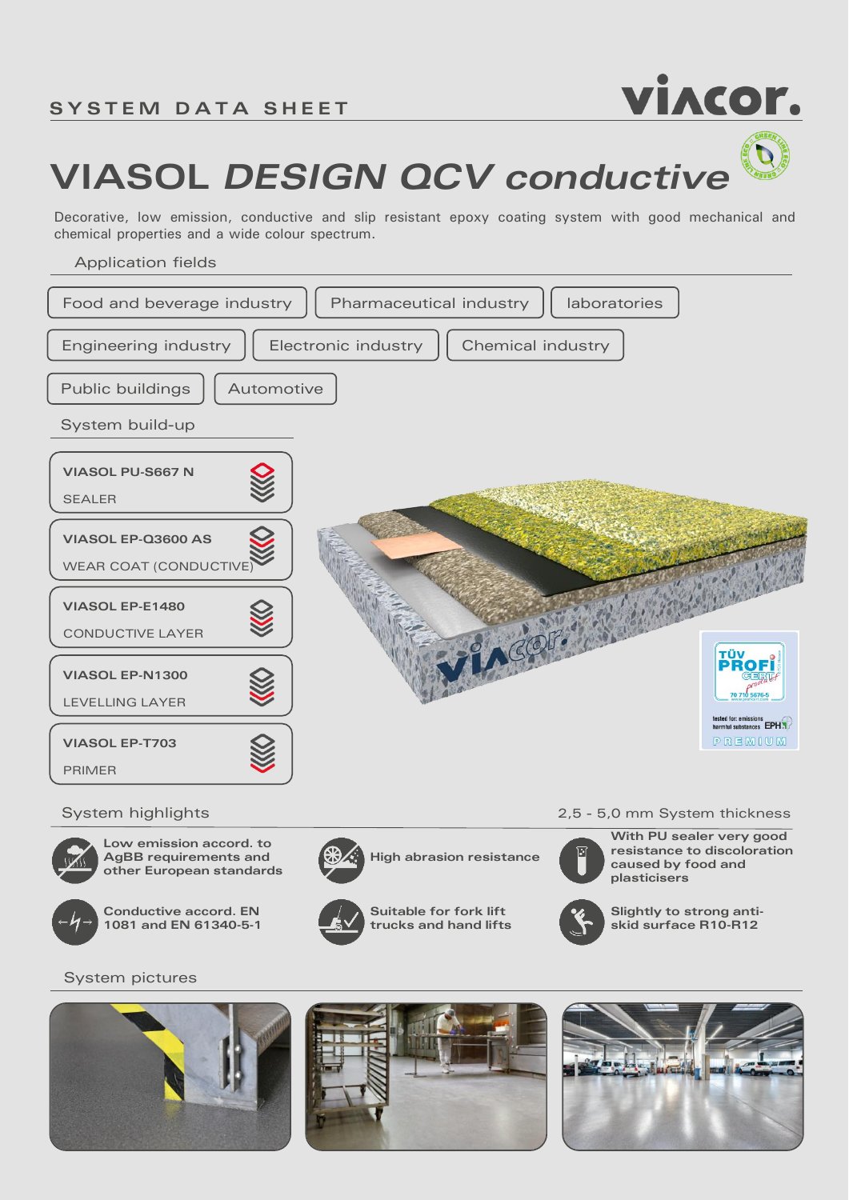SYSTEM DATA SHEET

# VIASOL *DESIGN QCV* conductive

Decorative, low emission, conductive and slip resistant epoxy coating system with good mechanical and chemical properties and a wide colour spectrum.

## Application fields

- Food and beverage industry
- Pharmaceutical industry
- laboratories
- Engineering industry
- Electronic industry
- Chemical industry
- Public buildings
- Automotive

## System build-up

- **VIASOL PU-S667 N** – SEALER
- **VIASOL EP-Q3600 AS** – WEAR COAT (CONDUCTIVE)
- **VIASOL EP-E1480** – CONDUCTIVE LAYER
- **VIASOL EP-N1300** – LEVELLING LAYER
- **VIASOL EP-T703** – PRIMER

## System highlights

2,5 - 5,0 mm System thickness

- Low emission accord. to AgBB requirements and other European standards
- High abrasion resistance
- With PU sealer very good resistance to discoloration caused by food and plasticisers
- Conductive accord. EN 1081 and EN 61340-5-1
- Suitable for fork lift trucks and hand lifts
- Slightly to strong anti-skid surface R10-R12

## System pictures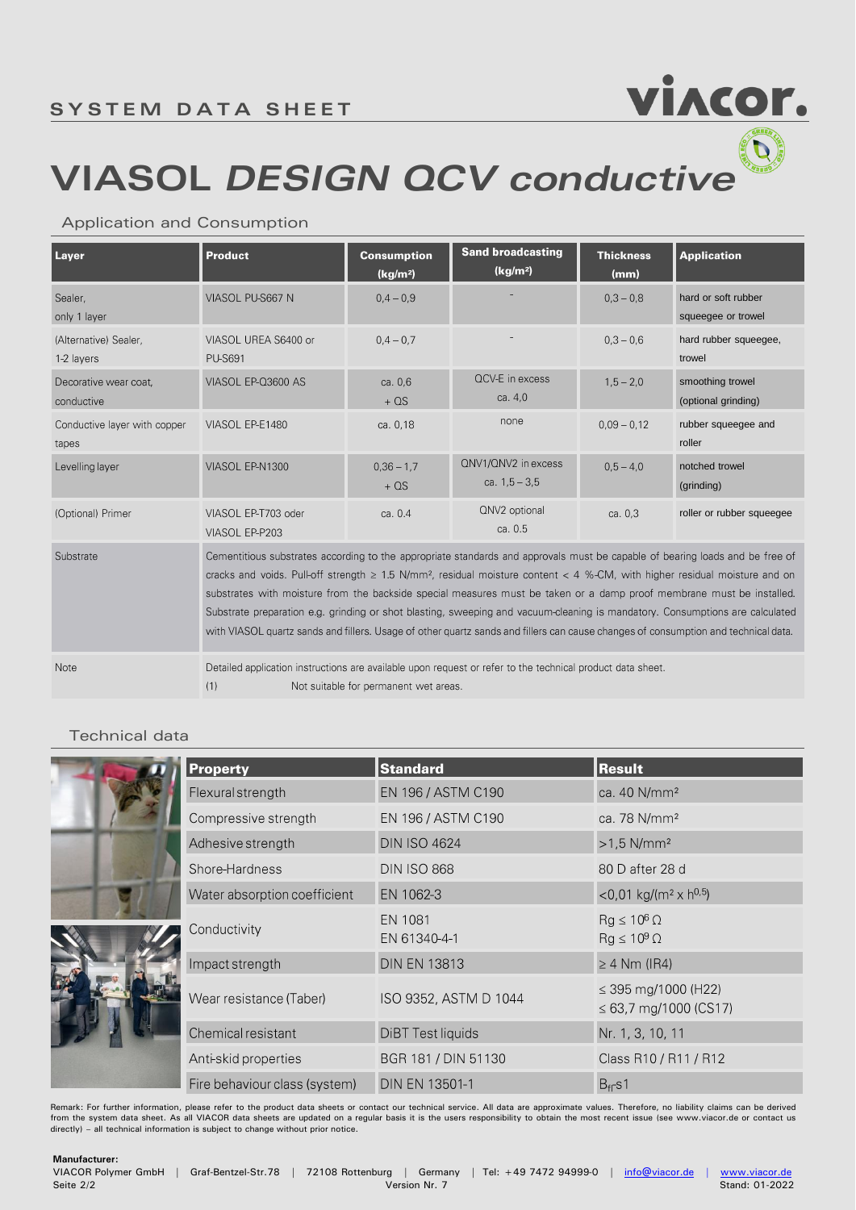SYSTEM DATA SHEET

# VIASOL *DESIGN QCV* conductive

## Application and Consumption

| Layer | Product | Consumption (kg/m²) | Sand broadcasting (kg/m²) | Thickness (mm) | Application |
|---|---|---|---|---|---|
| Sealer, only 1 layer | VIASOL PU-S667 N | 0,4 – 0,9 | - | 0,3 – 0,8 | hard or soft rubber squeegee or trowel |
| (Alternative) Sealer, 1-2 layers | VIASOL UREA S6400 or PU-S691 | 0,4 – 0,7 | - | 0,3 – 0,6 | hard rubber squeegee, trowel |
| Decorative wear coat, conductive | VIASOL EP-Q3600 AS | ca. 0,6 + QS | QCV-E in excess ca. 4,0 | 1,5 – 2,0 | smoothing trowel (optional grinding) |
| Conductive layer with copper tapes | VIASOL EP-E1480 | ca. 0,18 | none | 0,09 – 0,12 | rubber squeegee and roller |
| Levelling layer | VIASOL EP-N1300 | 0,36 – 1,7 + QS | QNV1/QNV2 in excess ca. 1,5 – 3,5 | 0,5 – 4,0 | notched trowel (grinding) |
| (Optional) Primer | VIASOL EP-T703 oder VIASOL EP-P203 | ca. 0.4 | QNV2 optional ca. 0.5 | ca. 0,3 | roller or rubber squeegee |
| Substrate | Cementitious substrates according to the appropriate standards and approvals must be capable of bearing loads and be free of cracks and voids. Pull-off strength ≥ 1.5 N/mm², residual moisture content < 4 %-CM, with higher residual moisture and on substrates with moisture from the backside special measures must be taken or a damp proof membrane must be installed. Substrate preparation e.g. grinding or shot blasting, sweeping and vacuum-cleaning is mandatory. Consumptions are calculated with VIASOL quartz sands and fillers. Usage of other quartz sands and fillers can cause changes of consumption and technical data. | | | | |
| Note | Detailed application instructions are available upon request or refer to the technical product data sheet. (1) Not suitable for permanent wet areas. | | | | |

## Technical data

| Property | Standard | Result |
|---|---|---|
| Flexural strength | EN 196 / ASTM C190 | ca. 40 N/mm² |
| Compressive strength | EN 196 / ASTM C190 | ca. 78 N/mm² |
| Adhesive strength | DIN ISO 4624 | >1,5 N/mm² |
| Shore-Hardness | DIN ISO 868 | 80 D after 28 d |
| Water absorption coefficient | EN 1062-3 | <0,01 kg/(m² x $h^{0,5}$) |
| Conductivity | EN 1081<br>EN 61340-4-1 | Rg ≤ $10^6$ Ω<br>Rg ≤ $10^9$ Ω |
| Impact strength | DIN EN 13813 | ≥ 4 Nm (IR4) |
| Wear resistance (Taber) | ISO 9352, ASTM D 1044 | ≤ 395 mg/1000 (H22)<br>≤ 63,7 mg/1000 (CS17) |
| Chemical resistant | DiBT Test liquids | Nr. 1, 3, 10, 11 |
| Anti-skid properties | BGR 181 / DIN 51130 | Class R10 / R11 / R12 |
| Fire behaviour class (system) | DIN EN 13501-1 | $B_{fl}$-s1 |

Remark: For further information, please refer to the product data sheets or contact our technical service. All data are approximate values. Therefore, no liability claims can be derived from the system data sheet. As all VIACOR data sheets are updated on a regular basis it is the users responsibility to obtain the most recent issue (see www.viacor.de or contact us directly) – all technical information is subject to change without prior notice.

**Manufacturer:**
VIACOR Polymer GmbH | Graf-Bentzel-Str.78 | 72108 Rottenburg | Germany | Tel: +49 7472 94999-0 | info@viacor.de | www.viacor.de
Version Nr. 7 | Stand: 01-2022